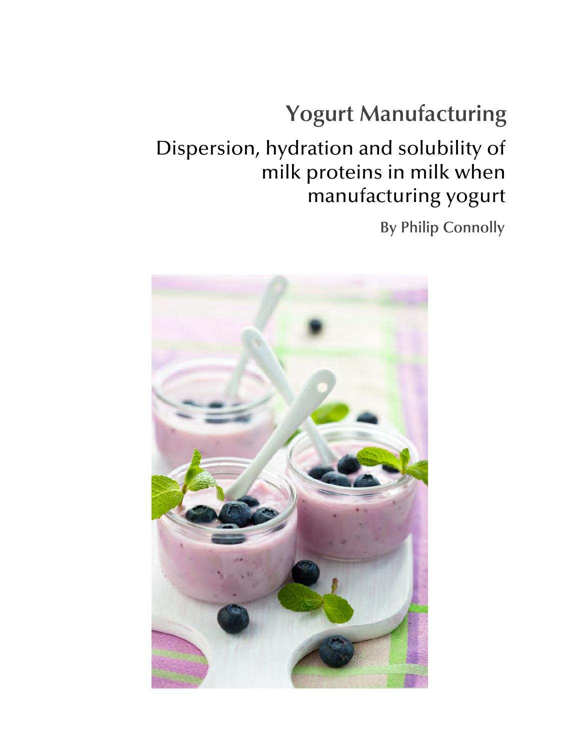# Yogurt Manufacturing

## Dispersion, hydration and solubility of milk proteins in milk when manufacturing yogurt

By Philip Connolly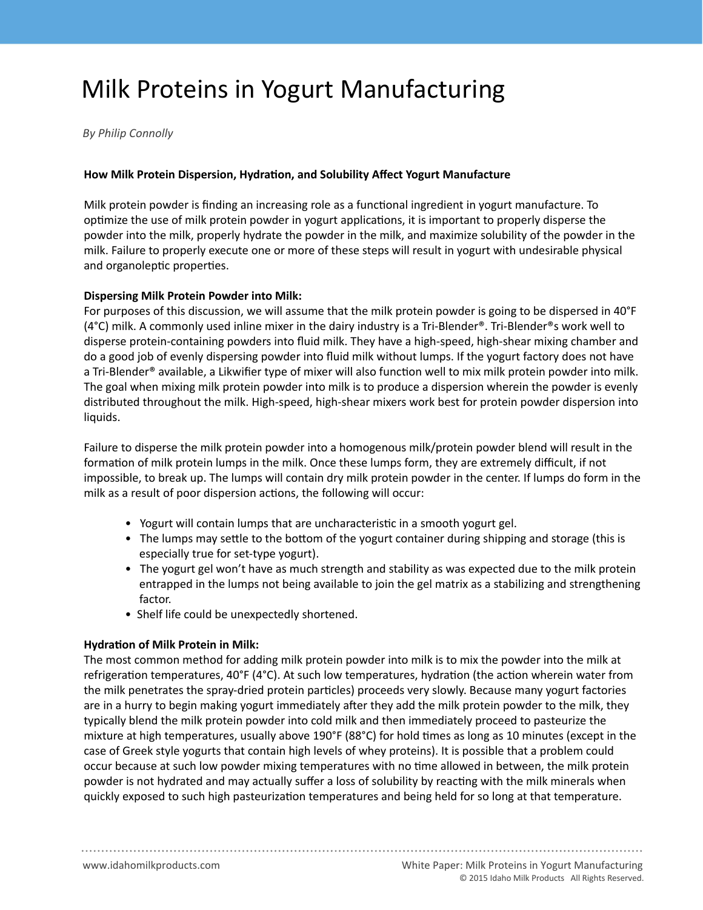# Milk Proteins in Yogurt Manufacturing

*By Philip Connolly*

**How Milk Protein Dispersion, Hydration, and Solubility Affect Yogurt Manufacture**

Milk protein powder is finding an increasing role as a functional ingredient in yogurt manufacture. To optimize the use of milk protein powder in yogurt applications, it is important to properly disperse the powder into the milk, properly hydrate the powder in the milk, and maximize solubility of the powder in the milk. Failure to properly execute one or more of these steps will result in yogurt with undesirable physical and organoleptic properties.

**Dispersing Milk Protein Powder into Milk:**

For purposes of this discussion, we will assume that the milk protein powder is going to be dispersed in 40°F (4°C) milk. A commonly used inline mixer in the dairy industry is a Tri-Blender®. Tri-Blender®s work well to disperse protein-containing powders into fluid milk. They have a high-speed, high-shear mixing chamber and do a good job of evenly dispersing powder into fluid milk without lumps. If the yogurt factory does not have a Tri-Blender® available, a Likwifier type of mixer will also function well to mix milk protein powder into milk. The goal when mixing milk protein powder into milk is to produce a dispersion wherein the powder is evenly distributed throughout the milk. High-speed, high-shear mixers work best for protein powder dispersion into liquids.

Failure to disperse the milk protein powder into a homogenous milk/protein powder blend will result in the formation of milk protein lumps in the milk. Once these lumps form, they are extremely difficult, if not impossible, to break up. The lumps will contain dry milk protein powder in the center. If lumps do form in the milk as a result of poor dispersion actions, the following will occur:

- Yogurt will contain lumps that are uncharacteristic in a smooth yogurt gel.
- The lumps may settle to the bottom of the yogurt container during shipping and storage (this is especially true for set-type yogurt).
- The yogurt gel won't have as much strength and stability as was expected due to the milk protein entrapped in the lumps not being available to join the gel matrix as a stabilizing and strengthening factor.
- Shelf life could be unexpectedly shortened.

**Hydration of Milk Protein in Milk:**

The most common method for adding milk protein powder into milk is to mix the powder into the milk at refrigeration temperatures, 40°F (4°C). At such low temperatures, hydration (the action wherein water from the milk penetrates the spray-dried protein particles) proceeds very slowly. Because many yogurt factories are in a hurry to begin making yogurt immediately after they add the milk protein powder to the milk, they typically blend the milk protein powder into cold milk and then immediately proceed to pasteurize the mixture at high temperatures, usually above 190°F (88°C) for hold times as long as 10 minutes (except in the case of Greek style yogurts that contain high levels of whey proteins). It is possible that a problem could occur because at such low powder mixing temperatures with no time allowed in between, the milk protein powder is not hydrated and may actually suffer a loss of solubility by reacting with the milk minerals when quickly exposed to such high pasteurization temperatures and being held for so long at that temperature.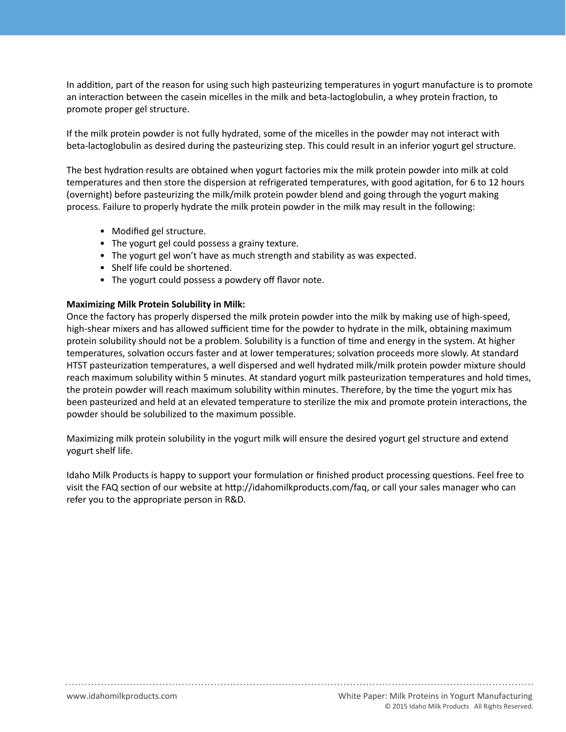In addition, part of the reason for using such high pasteurizing temperatures in yogurt manufacture is to promote an interaction between the casein micelles in the milk and beta-lactoglobulin, a whey protein fraction, to promote proper gel structure.

If the milk protein powder is not fully hydrated, some of the micelles in the powder may not interact with beta-lactoglobulin as desired during the pasteurizing step. This could result in an inferior yogurt gel structure.

The best hydration results are obtained when yogurt factories mix the milk protein powder into milk at cold temperatures and then store the dispersion at refrigerated temperatures, with good agitation, for 6 to 12 hours (overnight) before pasteurizing the milk/milk protein powder blend and going through the yogurt making process. Failure to properly hydrate the milk protein powder in the milk may result in the following:

- Modified gel structure.
- The yogurt gel could possess a grainy texture.
- The yogurt gel won't have as much strength and stability as was expected.
- Shelf life could be shortened.
- The yogurt could possess a powdery off flavor note.

**Maximizing Milk Protein Solubility in Milk:**
Once the factory has properly dispersed the milk protein powder into the milk by making use of high-speed, high-shear mixers and has allowed sufficient time for the powder to hydrate in the milk, obtaining maximum protein solubility should not be a problem. Solubility is a function of time and energy in the system. At higher temperatures, solvation occurs faster and at lower temperatures; solvation proceeds more slowly. At standard HTST pasteurization temperatures, a well dispersed and well hydrated milk/milk protein powder mixture should reach maximum solubility within 5 minutes. At standard yogurt milk pasteurization temperatures and hold times, the protein powder will reach maximum solubility within minutes. Therefore, by the time the yogurt mix has been pasteurized and held at an elevated temperature to sterilize the mix and promote protein interactions, the powder should be solubilized to the maximum possible.

Maximizing milk protein solubility in the yogurt milk will ensure the desired yogurt gel structure and extend yogurt shelf life.

Idaho Milk Products is happy to support your formulation or finished product processing questions. Feel free to visit the FAQ section of our website at http://idahomilkproducts.com/faq, or call your sales manager who can refer you to the appropriate person in R&D.